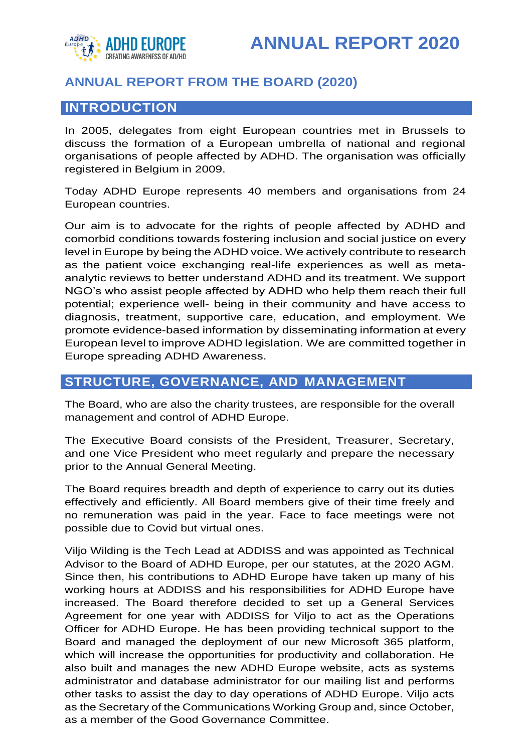# ANNUAL REPORT 2020

## ANNUAL REPORT FROM THE BOARD (2020)

## INTRODUCTION

In 2005, delegates from eight European countries met in Brussels to discuss the formation of a European umbrella of national and regional organisations of people affected by ADHD. The organisation was officially registered in Belgium in 2009.

Today ADHD Europe represents 40 members and organisations from 24 European countries.

Our aim is to advocate for the rights of people affected by ADHD and comorbid conditions towards fostering inclusion and social justice on every level in Europe by being the ADHD voice. We actively contribute to research as the patient voice exchanging real-life experiences as well as meta-analytic reviews to better understand ADHD and its treatment. We support NGO's who assist people affected by ADHD who help them reach their full potential; experience well- being in their community and have access to diagnosis, treatment, supportive care, education, and employment. We promote evidence-based information by disseminating information at every European level to improve ADHD legislation. We are committed together in Europe spreading ADHD Awareness.

## STRUCTURE, GOVERNANCE, AND MANAGEMENT

The Board, who are also the charity trustees, are responsible for the overall management and control of ADHD Europe.

The Executive Board consists of the President, Treasurer, Secretary, and one Vice President who meet regularly and prepare the necessary prior to the Annual General Meeting.

The Board requires breadth and depth of experience to carry out its duties effectively and efficiently. All Board members give of their time freely and no remuneration was paid in the year. Face to face meetings were not possible due to Covid but virtual ones.

Viljo Wilding is the Tech Lead at ADDISS and was appointed as Technical Advisor to the Board of ADHD Europe, per our statutes, at the 2020 AGM. Since then, his contributions to ADHD Europe have taken up many of his working hours at ADDISS and his responsibilities for ADHD Europe have increased. The Board therefore decided to set up a General Services Agreement for one year with ADDISS for Viljo to act as the Operations Officer for ADHD Europe. He has been providing technical support to the Board and managed the deployment of our new Microsoft 365 platform, which will increase the opportunities for productivity and collaboration. He also built and manages the new ADHD Europe website, acts as systems administrator and database administrator for our mailing list and performs other tasks to assist the day to day operations of ADHD Europe. Viljo acts as the Secretary of the Communications Working Group and, since October, as a member of the Good Governance Committee.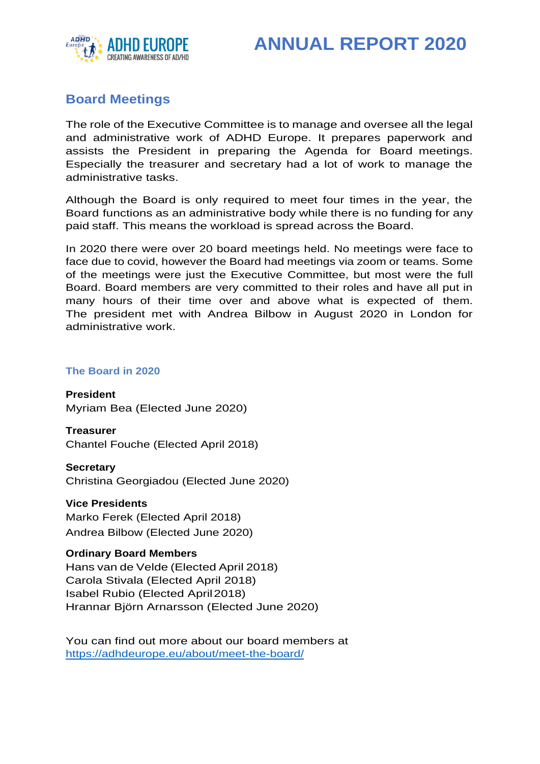## Board Meetings

The role of the Executive Committee is to manage and oversee all the legal and administrative work of ADHD Europe. It prepares paperwork and assists the President in preparing the Agenda for Board meetings. Especially the treasurer and secretary had a lot of work to manage the administrative tasks.

Although the Board is only required to meet four times in the year, the Board functions as an administrative body while there is no funding for any paid staff. This means the workload is spread across the Board.

In 2020 there were over 20 board meetings held. No meetings were face to face due to covid, however the Board had meetings via zoom or teams. Some of the meetings were just the Executive Committee, but most were the full Board. Board members are very committed to their roles and have all put in many hours of their time over and above what is expected of them. The president met with Andrea Bilbow in August 2020 in London for administrative work.

### The Board in 2020

**President**
Myriam Bea (Elected June 2020)

**Treasurer**
Chantel Fouche (Elected April 2018)

**Secretary**
Christina Georgiadou (Elected June 2020)

**Vice Presidents**
Marko Ferek (Elected April 2018)
Andrea Bilbow (Elected June 2020)

**Ordinary Board Members**
Hans van de Velde (Elected April 2018)
Carola Stivala (Elected April 2018)
Isabel Rubio (Elected April 2018)
Hrannar Björn Arnarsson (Elected June 2020)

You can find out more about our board members at
https://adhdeurope.eu/about/meet-the-board/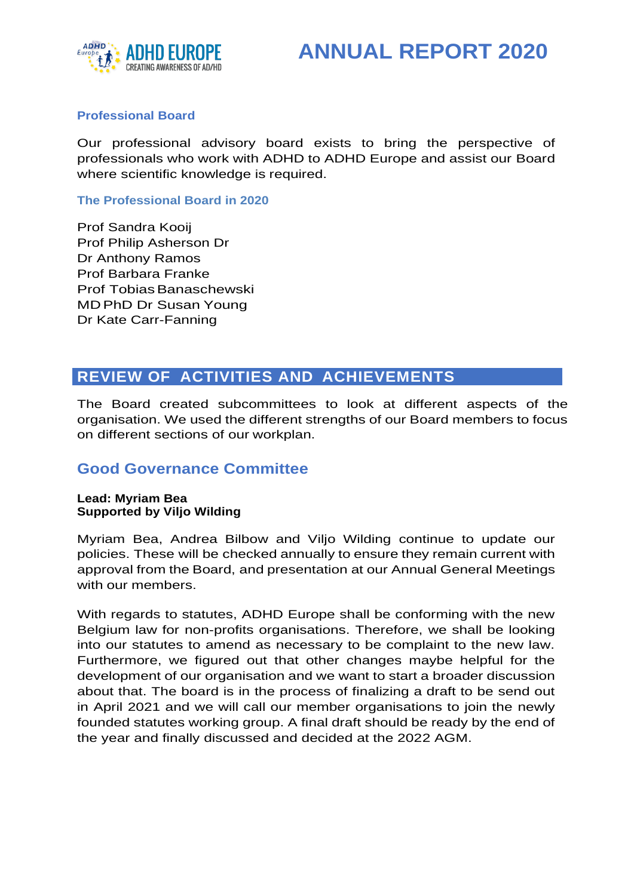### Professional Board

Our professional advisory board exists to bring the perspective of professionals who work with ADHD to ADHD Europe and assist our Board where scientific knowledge is required.

#### The Professional Board in 2020

Prof Sandra Kooij
Prof Philip Asherson Dr
Dr Anthony Ramos
Prof Barbara Franke
Prof Tobias Banaschewski
MD PhD Dr Susan Young
Dr Kate Carr-Fanning

## REVIEW OF ACTIVITIES AND ACHIEVEMENTS

The Board created subcommittees to look at different aspects of the organisation. We used the different strengths of our Board members to focus on different sections of our workplan.

### Good Governance Committee

**Lead: Myriam Bea**
**Supported by Viljo Wilding**

Myriam Bea, Andrea Bilbow and Viljo Wilding continue to update our policies. These will be checked annually to ensure they remain current with approval from the Board, and presentation at our Annual General Meetings with our members.

With regards to statutes, ADHD Europe shall be conforming with the new Belgium law for non-profits organisations. Therefore, we shall be looking into our statutes to amend as necessary to be complaint to the new law. Furthermore, we figured out that other changes maybe helpful for the development of our organisation and we want to start a broader discussion about that. The board is in the process of finalizing a draft to be send out in April 2021 and we will call our member organisations to join the newly founded statutes working group. A final draft should be ready by the end of the year and finally discussed and decided at the 2022 AGM.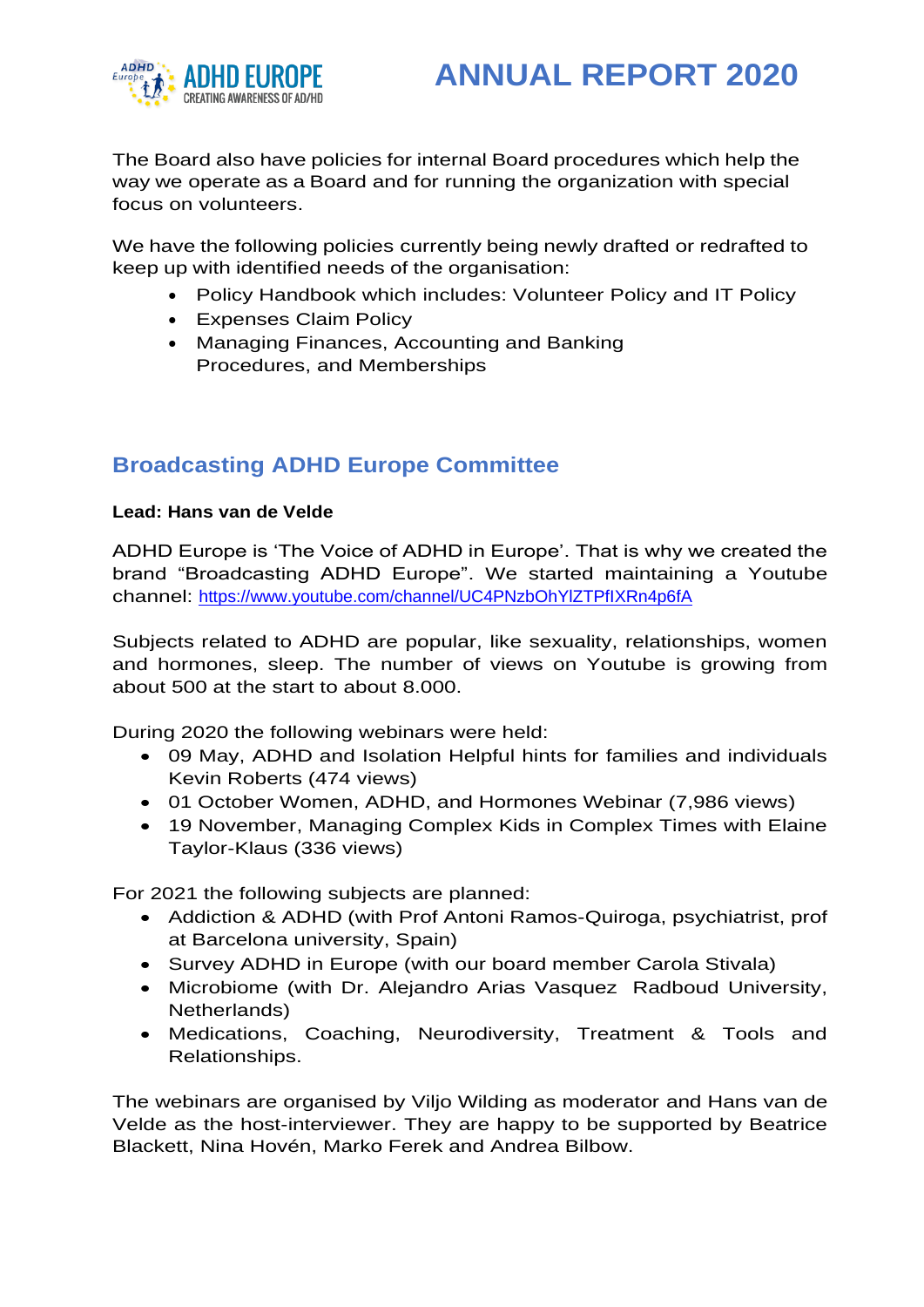The Board also have policies for internal Board procedures which help the way we operate as a Board and for running the organization with special focus on volunteers.

We have the following policies currently being newly drafted or redrafted to keep up with identified needs of the organisation:

- Policy Handbook which includes: Volunteer Policy and IT Policy
- Expenses Claim Policy
- Managing Finances, Accounting and Banking Procedures, and Memberships

## Broadcasting ADHD Europe Committee

**Lead: Hans van de Velde**

ADHD Europe is 'The Voice of ADHD in Europe'. That is why we created the brand "Broadcasting ADHD Europe". We started maintaining a Youtube channel: https://www.youtube.com/channel/UC4PNzbOhYlZTPfIXRn4p6fA

Subjects related to ADHD are popular, like sexuality, relationships, women and hormones, sleep. The number of views on Youtube is growing from about 500 at the start to about 8.000.

During 2020 the following webinars were held:

- 09 May, ADHD and Isolation Helpful hints for families and individuals Kevin Roberts (474 views)
- 01 October Women, ADHD, and Hormones Webinar (7,986 views)
- 19 November, Managing Complex Kids in Complex Times with Elaine Taylor-Klaus (336 views)

For 2021 the following subjects are planned:

- Addiction & ADHD (with Prof Antoni Ramos-Quiroga, psychiatrist, prof at Barcelona university, Spain)
- Survey ADHD in Europe (with our board member Carola Stivala)
- Microbiome (with Dr. Alejandro Arias Vasquez Radboud University, Netherlands)
- Medications, Coaching, Neurodiversity, Treatment & Tools and Relationships.

The webinars are organised by Viljo Wilding as moderator and Hans van de Velde as the host-interviewer. They are happy to be supported by Beatrice Blackett, Nina Hovén, Marko Ferek and Andrea Bilbow.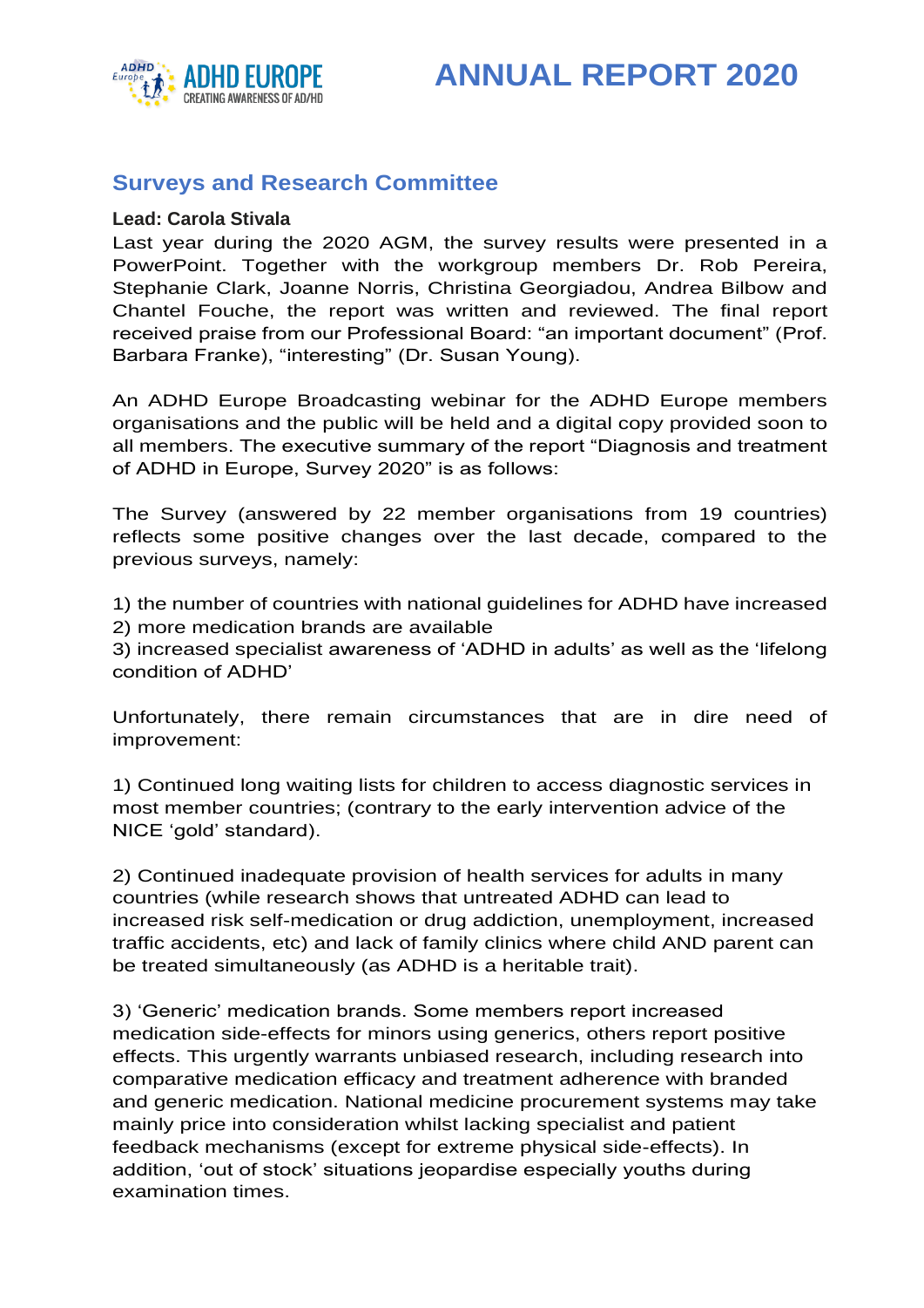## Surveys and Research Committee

**Lead: Carola Stivala**

Last year during the 2020 AGM, the survey results were presented in a PowerPoint. Together with the workgroup members Dr. Rob Pereira, Stephanie Clark, Joanne Norris, Christina Georgiadou, Andrea Bilbow and Chantel Fouche, the report was written and reviewed. The final report received praise from our Professional Board: "an important document" (Prof. Barbara Franke), "interesting" (Dr. Susan Young).

An ADHD Europe Broadcasting webinar for the ADHD Europe members organisations and the public will be held and a digital copy provided soon to all members. The executive summary of the report "Diagnosis and treatment of ADHD in Europe, Survey 2020" is as follows:

The Survey (answered by 22 member organisations from 19 countries) reflects some positive changes over the last decade, compared to the previous surveys, namely:

1) the number of countries with national guidelines for ADHD have increased
2) more medication brands are available
3) increased specialist awareness of 'ADHD in adults' as well as the 'lifelong condition of ADHD'

Unfortunately, there remain circumstances that are in dire need of improvement:

1) Continued long waiting lists for children to access diagnostic services in most member countries; (contrary to the early intervention advice of the NICE 'gold' standard).

2) Continued inadequate provision of health services for adults in many countries (while research shows that untreated ADHD can lead to increased risk self-medication or drug addiction, unemployment, increased traffic accidents, etc) and lack of family clinics where child AND parent can be treated simultaneously (as ADHD is a heritable trait).

3) 'Generic' medication brands. Some members report increased medication side-effects for minors using generics, others report positive effects. This urgently warrants unbiased research, including research into comparative medication efficacy and treatment adherence with branded and generic medication. National medicine procurement systems may take mainly price into consideration whilst lacking specialist and patient feedback mechanisms (except for extreme physical side-effects). In addition, 'out of stock' situations jeopardise especially youths during examination times.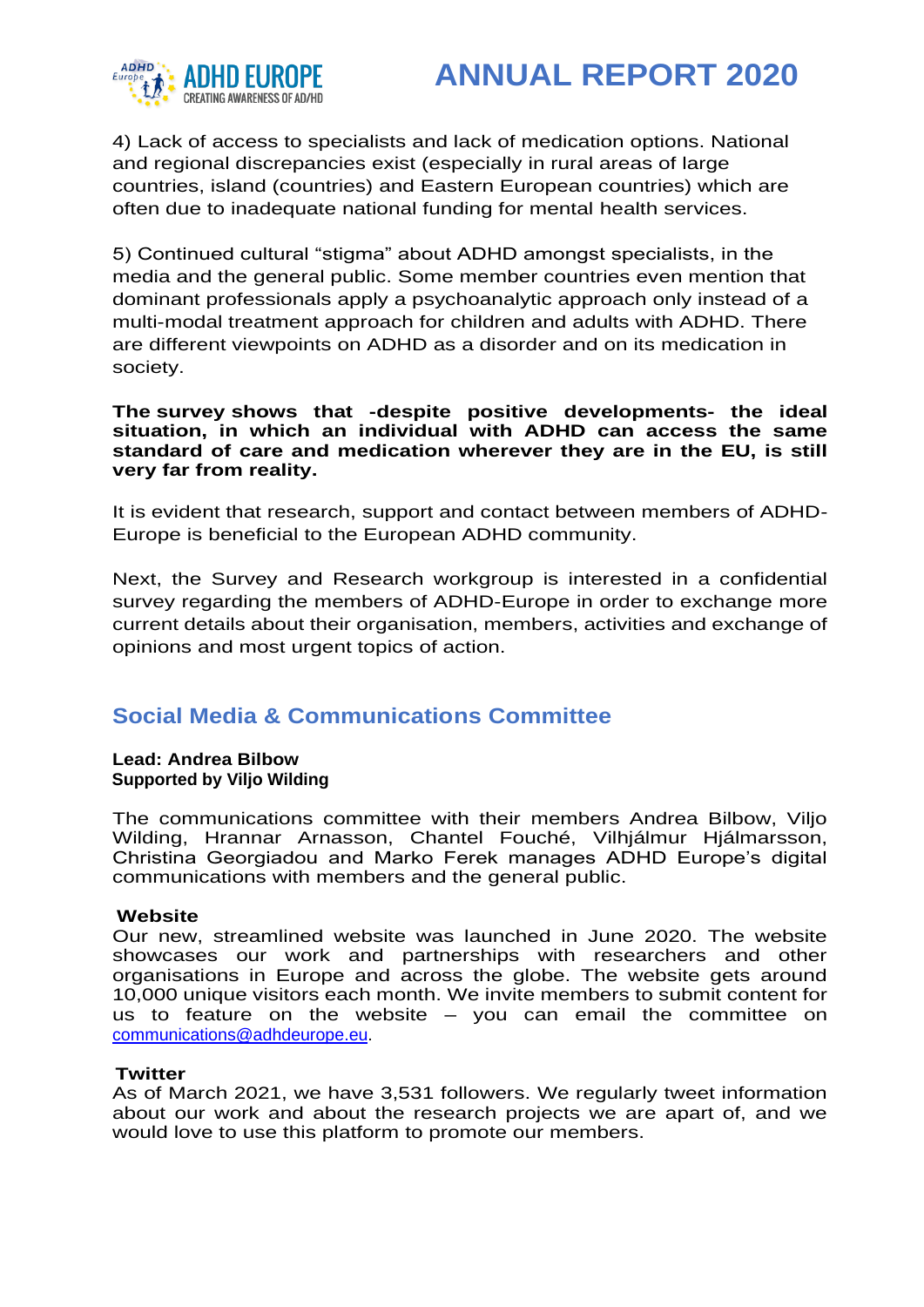4) Lack of access to specialists and lack of medication options. National and regional discrepancies exist (especially in rural areas of large countries, island (countries) and Eastern European countries) which are often due to inadequate national funding for mental health services.

5) Continued cultural “stigma” about ADHD amongst specialists, in the media and the general public. Some member countries even mention that dominant professionals apply a psychoanalytic approach only instead of a multi-modal treatment approach for children and adults with ADHD. There are different viewpoints on ADHD as a disorder and on its medication in society.

**The survey shows that -despite positive developments- the ideal situation, in which an individual with ADHD can access the same standard of care and medication wherever they are in the EU, is still very far from reality.**

It is evident that research, support and contact between members of ADHD-Europe is beneficial to the European ADHD community.

Next, the Survey and Research workgroup is interested in a confidential survey regarding the members of ADHD-Europe in order to exchange more current details about their organisation, members, activities and exchange of opinions and most urgent topics of action.

## Social Media & Communications Committee

**Lead: Andrea Bilbow**
**Supported by Viljo Wilding**

The communications committee with their members Andrea Bilbow, Viljo Wilding, Hrannar Arnasson, Chantel Fouché, Vilhjálmur Hjálmarsson, Christina Georgiadou and Marko Ferek manages ADHD Europe’s digital communications with members and the general public.

**Website**
Our new, streamlined website was launched in June 2020. The website showcases our work and partnerships with researchers and other organisations in Europe and across the globe. The website gets around 10,000 unique visitors each month. We invite members to submit content for us to feature on the website – you can email the committee on communications@adhdeurope.eu.

**Twitter**
As of March 2021, we have 3,531 followers. We regularly tweet information about our work and about the research projects we are apart of, and we would love to use this platform to promote our members.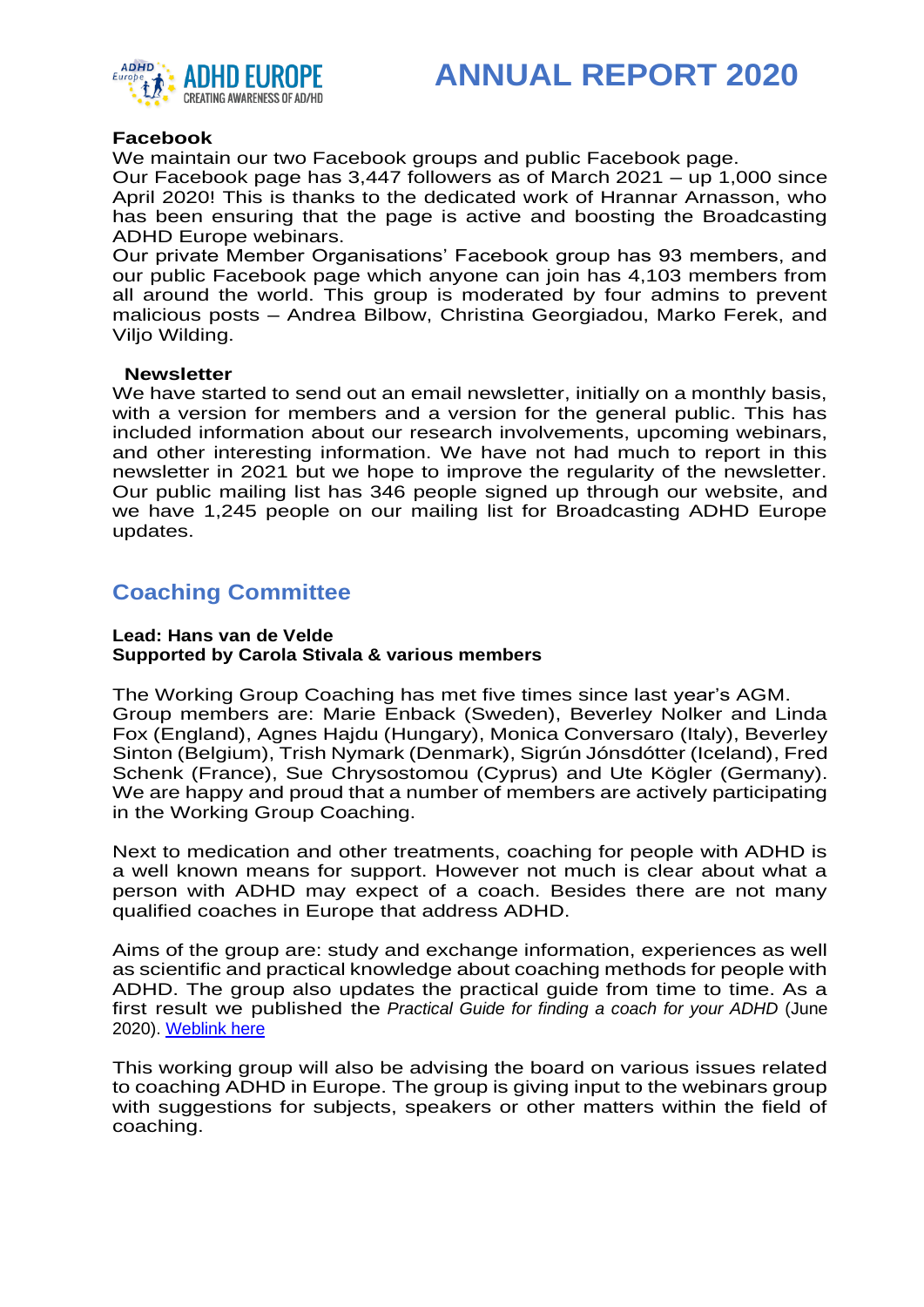**Facebook**

We maintain our two Facebook groups and public Facebook page.

Our Facebook page has 3,447 followers as of March 2021 – up 1,000 since April 2020! This is thanks to the dedicated work of Hrannar Arnasson, who has been ensuring that the page is active and boosting the Broadcasting ADHD Europe webinars.

Our private Member Organisations' Facebook group has 93 members, and our public Facebook page which anyone can join has 4,103 members from all around the world. This group is moderated by four admins to prevent malicious posts – Andrea Bilbow, Christina Georgiadou, Marko Ferek, and Viljo Wilding.

**Newsletter**

We have started to send out an email newsletter, initially on a monthly basis, with a version for members and a version for the general public. This has included information about our research involvements, upcoming webinars, and other interesting information. We have not had much to report in this newsletter in 2021 but we hope to improve the regularity of the newsletter. Our public mailing list has 346 people signed up through our website, and we have 1,245 people on our mailing list for Broadcasting ADHD Europe updates.

## Coaching Committee

**Lead: Hans van de Velde**
**Supported by Carola Stivala & various members**

The Working Group Coaching has met five times since last year's AGM. Group members are: Marie Enback (Sweden), Beverley Nolker and Linda Fox (England), Agnes Hajdu (Hungary), Monica Conversaro (Italy), Beverley Sinton (Belgium), Trish Nymark (Denmark), Sigrún Jónsdótter (Iceland), Fred Schenk (France), Sue Chrysostomou (Cyprus) and Ute Kögler (Germany). We are happy and proud that a number of members are actively participating in the Working Group Coaching.

Next to medication and other treatments, coaching for people with ADHD is a well known means for support. However not much is clear about what a person with ADHD may expect of a coach. Besides there are not many qualified coaches in Europe that address ADHD.

Aims of the group are: study and exchange information, experiences as well as scientific and practical knowledge about coaching methods for people with ADHD. The group also updates the practical guide from time to time. As a first result we published the *Practical Guide for finding a coach for your ADHD* (June 2020). Weblink here

This working group will also be advising the board on various issues related to coaching ADHD in Europe. The group is giving input to the webinars group with suggestions for subjects, speakers or other matters within the field of coaching.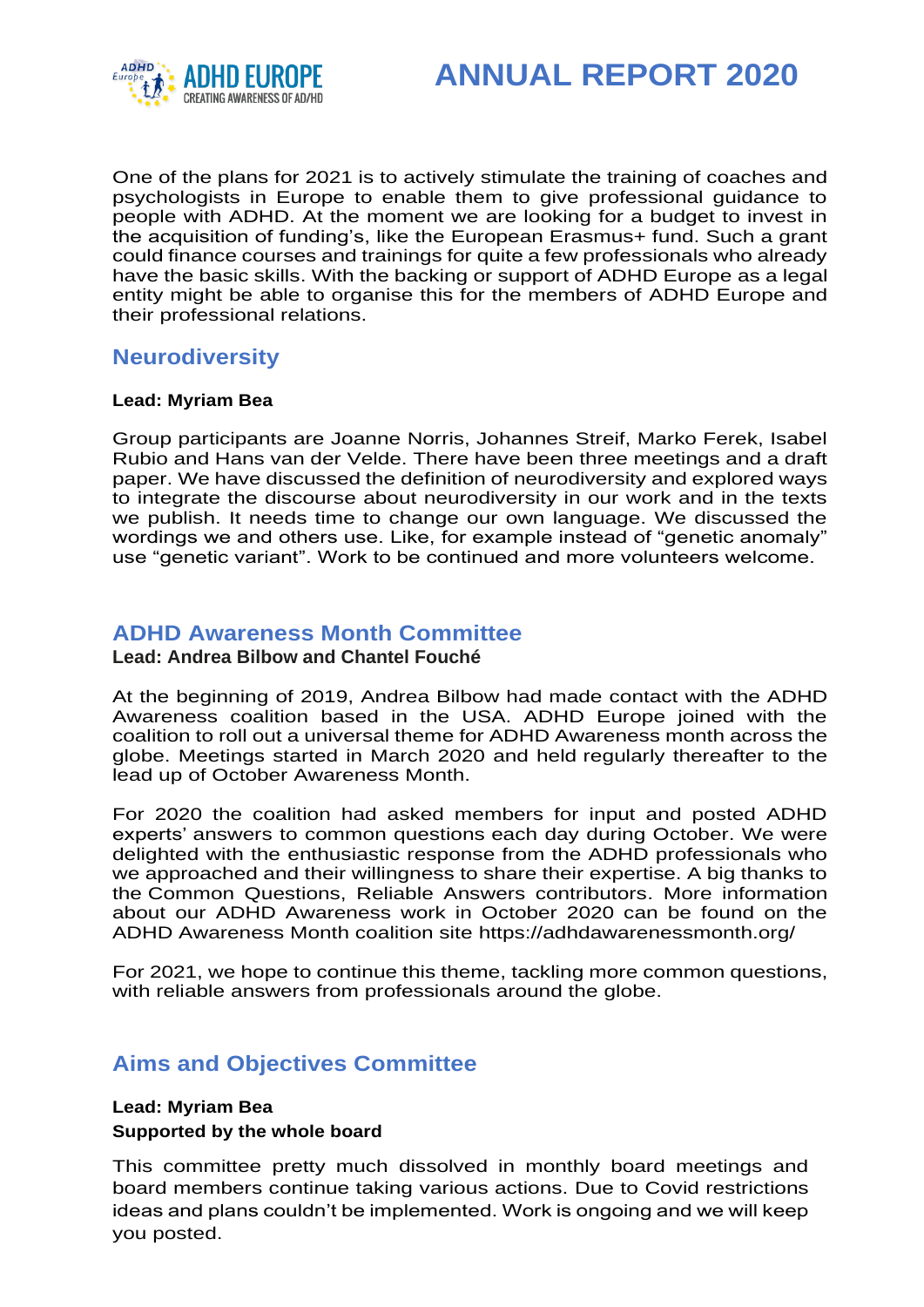One of the plans for 2021 is to actively stimulate the training of coaches and psychologists in Europe to enable them to give professional guidance to people with ADHD. At the moment we are looking for a budget to invest in the acquisition of funding's, like the European Erasmus+ fund. Such a grant could finance courses and trainings for quite a few professionals who already have the basic skills. With the backing or support of ADHD Europe as a legal entity might be able to organise this for the members of ADHD Europe and their professional relations.

## Neurodiversity

**Lead: Myriam Bea**

Group participants are Joanne Norris, Johannes Streif, Marko Ferek, Isabel Rubio and Hans van der Velde. There have been three meetings and a draft paper. We have discussed the definition of neurodiversity and explored ways to integrate the discourse about neurodiversity in our work and in the texts we publish. It needs time to change our own language. We discussed the wordings we and others use. Like, for example instead of "genetic anomaly" use "genetic variant". Work to be continued and more volunteers welcome.

## ADHD Awareness Month Committee

**Lead: Andrea Bilbow and Chantel Fouché**

At the beginning of 2019, Andrea Bilbow had made contact with the ADHD Awareness coalition based in the USA. ADHD Europe joined with the coalition to roll out a universal theme for ADHD Awareness month across the globe. Meetings started in March 2020 and held regularly thereafter to the lead up of October Awareness Month.

For 2020 the coalition had asked members for input and posted ADHD experts' answers to common questions each day during October. We were delighted with the enthusiastic response from the ADHD professionals who we approached and their willingness to share their expertise. A big thanks to the Common Questions, Reliable Answers contributors. More information about our ADHD Awareness work in October 2020 can be found on the ADHD Awareness Month coalition site https://adhdawarenessmonth.org/

For 2021, we hope to continue this theme, tackling more common questions, with reliable answers from professionals around the globe.

## Aims and Objectives Committee

**Lead: Myriam Bea**
**Supported by the whole board**

This committee pretty much dissolved in monthly board meetings and board members continue taking various actions. Due to Covid restrictions ideas and plans couldn't be implemented. Work is ongoing and we will keep you posted.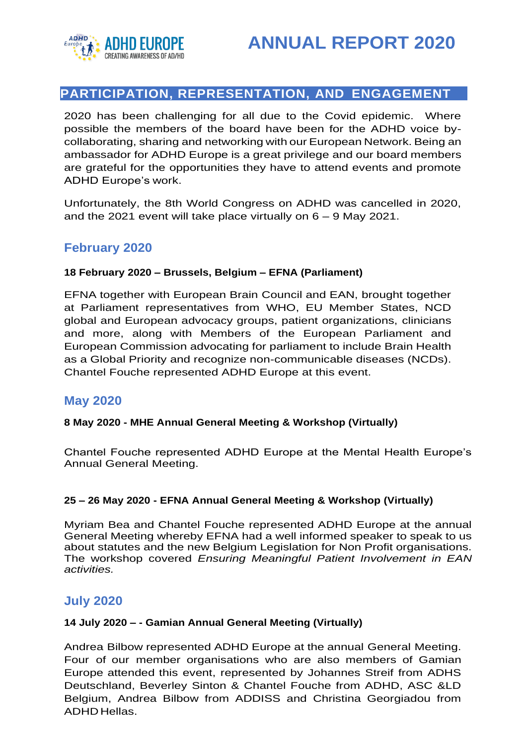## PARTICIPATION, REPRESENTATION, AND ENGAGEMENT

2020 has been challenging for all due to the Covid epidemic. Where possible the members of the board have been for the ADHD voice by-collaborating, sharing and networking with our European Network. Being an ambassador for ADHD Europe is a great privilege and our board members are grateful for the opportunities they have to attend events and promote ADHD Europe's work.

Unfortunately, the 8th World Congress on ADHD was cancelled in 2020, and the 2021 event will take place virtually on 6 – 9 May 2021.

### February 2020

**18 February 2020 – Brussels, Belgium – EFNA (Parliament)**

EFNA together with European Brain Council and EAN, brought together at Parliament representatives from WHO, EU Member States, NCD global and European advocacy groups, patient organizations, clinicians and more, along with Members of the European Parliament and European Commission advocating for parliament to include Brain Health as a Global Priority and recognize non-communicable diseases (NCDs). Chantel Fouche represented ADHD Europe at this event.

### May 2020

**8 May 2020 - MHE Annual General Meeting & Workshop (Virtually)**

Chantel Fouche represented ADHD Europe at the Mental Health Europe's Annual General Meeting.

**25 – 26 May 2020 - EFNA Annual General Meeting & Workshop (Virtually)**

Myriam Bea and Chantel Fouche represented ADHD Europe at the annual General Meeting whereby EFNA had a well informed speaker to speak to us about statutes and the new Belgium Legislation for Non Profit organisations. The workshop covered *Ensuring Meaningful Patient Involvement in EAN activities.*

### July 2020

**14 July 2020 – - Gamian Annual General Meeting (Virtually)**

Andrea Bilbow represented ADHD Europe at the annual General Meeting. Four of our member organisations who are also members of Gamian Europe attended this event, represented by Johannes Streif from ADHS Deutschland, Beverley Sinton & Chantel Fouche from ADHD, ASC &LD Belgium, Andrea Bilbow from ADDISS and Christina Georgiadou from ADHD Hellas.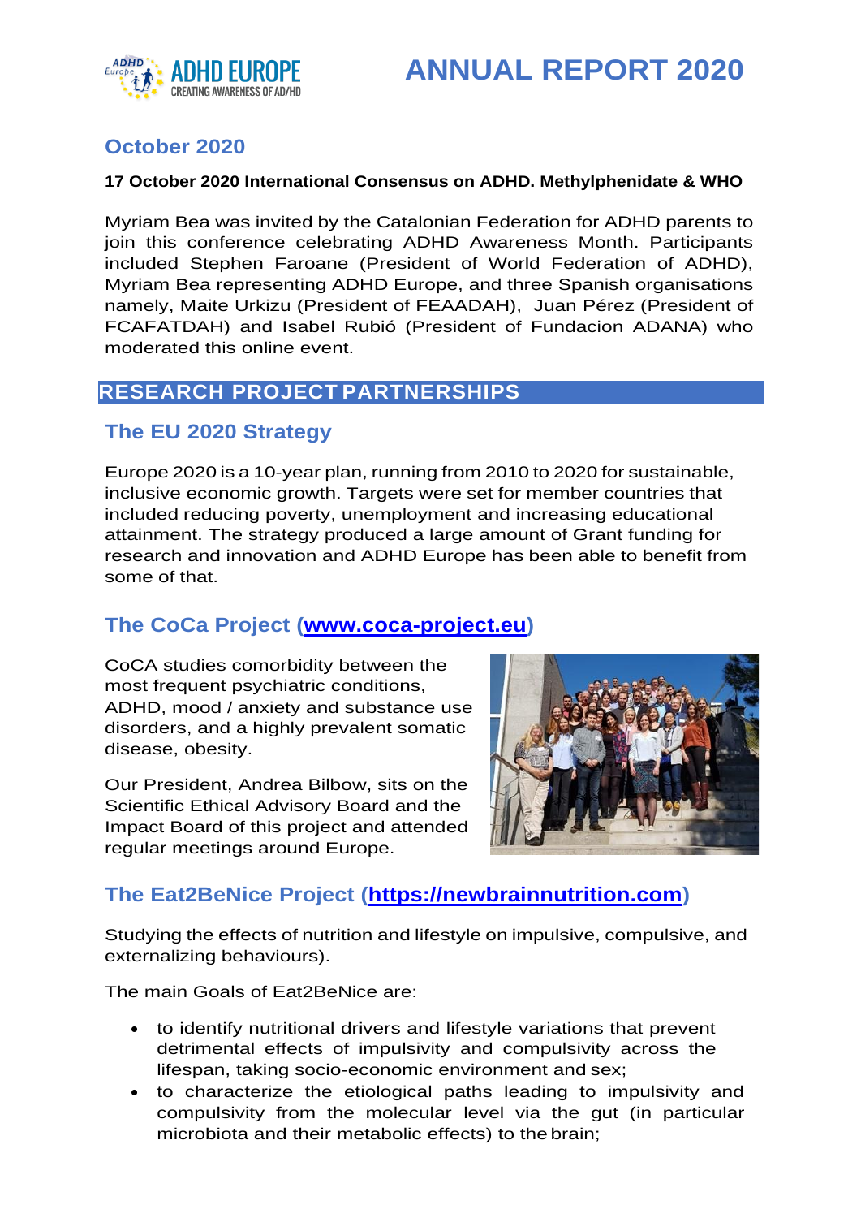## October 2020

**17 October 2020 International Consensus on ADHD. Methylphenidate & WHO**

Myriam Bea was invited by the Catalonian Federation for ADHD parents to join this conference celebrating ADHD Awareness Month. Participants included Stephen Faroane (President of World Federation of ADHD), Myriam Bea representing ADHD Europe, and three Spanish organisations namely, Maite Urkizu (President of FEAADAH), Juan Pérez (President of FCAFATDAH) and Isabel Rubió (President of Fundacion ADANA) who moderated this online event.

# RESEARCH PROJECT PARTNERSHIPS

## The EU 2020 Strategy

Europe 2020 is a 10-year plan, running from 2010 to 2020 for sustainable, inclusive economic growth. Targets were set for member countries that included reducing poverty, unemployment and increasing educational attainment. The strategy produced a large amount of Grant funding for research and innovation and ADHD Europe has been able to benefit from some of that.

## The CoCa Project (www.coca-project.eu)

CoCA studies comorbidity between the most frequent psychiatric conditions, ADHD, mood / anxiety and substance use disorders, and a highly prevalent somatic disease, obesity.

Our President, Andrea Bilbow, sits on the Scientific Ethical Advisory Board and the Impact Board of this project and attended regular meetings around Europe.

## The Eat2BeNice Project (https://newbrainnutrition.com)

Studying the effects of nutrition and lifestyle on impulsive, compulsive, and externalizing behaviours).

The main Goals of Eat2BeNice are:

- to identify nutritional drivers and lifestyle variations that prevent detrimental effects of impulsivity and compulsivity across the lifespan, taking socio-economic environment and sex;
- to characterize the etiological paths leading to impulsivity and compulsivity from the molecular level via the gut (in particular microbiota and their metabolic effects) to the brain;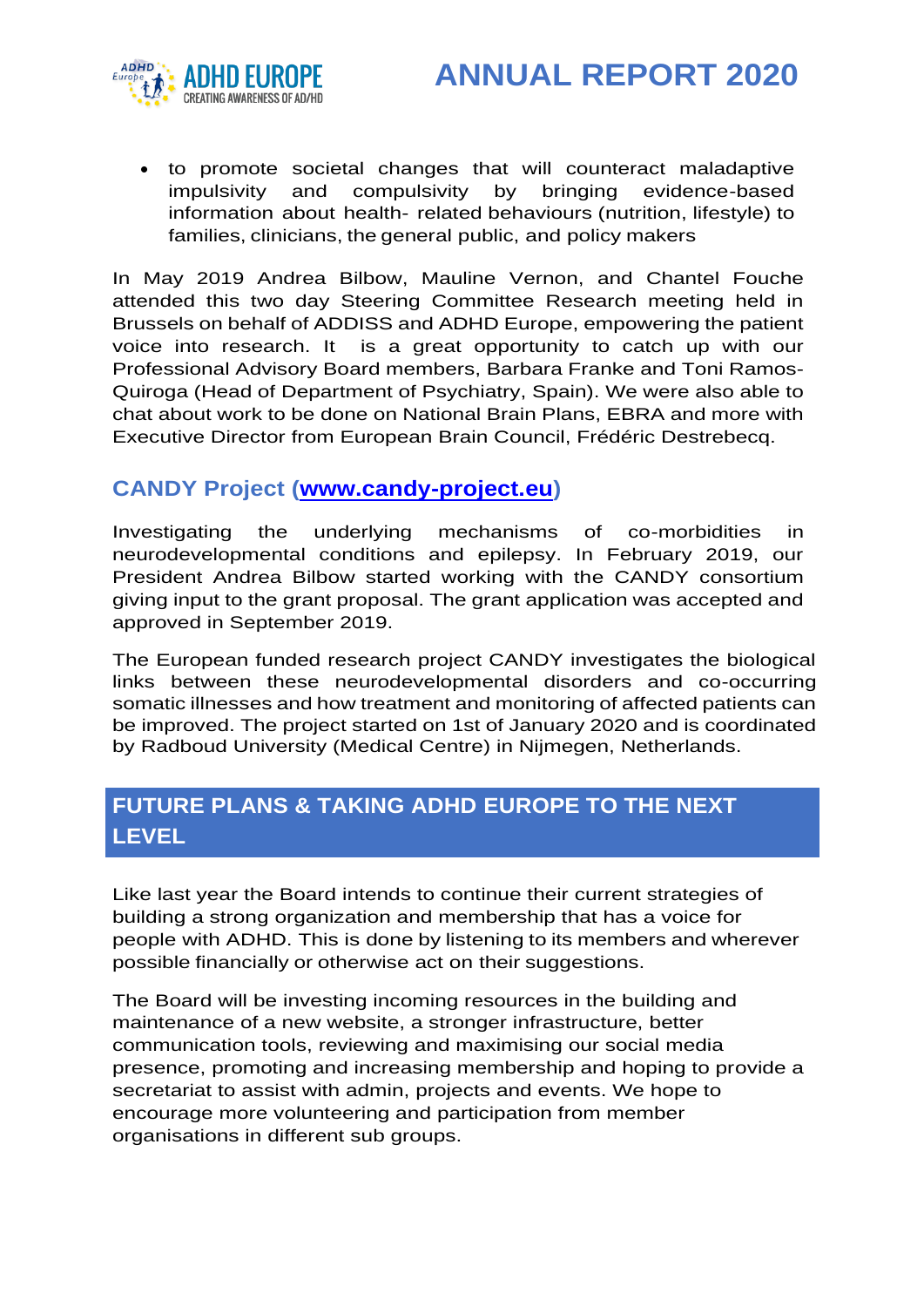- to promote societal changes that will counteract maladaptive impulsivity and compulsivity by bringing evidence-based information about health- related behaviours (nutrition, lifestyle) to families, clinicians, the general public, and policy makers

In May 2019 Andrea Bilbow, Mauline Vernon, and Chantel Fouche attended this two day Steering Committee Research meeting held in Brussels on behalf of ADDISS and ADHD Europe, empowering the patient voice into research. It is a great opportunity to catch up with our Professional Advisory Board members, Barbara Franke and Toni Ramos-Quiroga (Head of Department of Psychiatry, Spain). We were also able to chat about work to be done on National Brain Plans, EBRA and more with Executive Director from European Brain Council, Frédéric Destrebecq.

## CANDY Project ([www.candy-project.eu](http://www.candy-project.eu))

Investigating the underlying mechanisms of co-morbidities in neurodevelopmental conditions and epilepsy. In February 2019, our President Andrea Bilbow started working with the CANDY consortium giving input to the grant proposal. The grant application was accepted and approved in September 2019.

The European funded research project CANDY investigates the biological links between these neurodevelopmental disorders and co-occurring somatic illnesses and how treatment and monitoring of affected patients can be improved. The project started on 1st of January 2020 and is coordinated by Radboud University (Medical Centre) in Nijmegen, Netherlands.

## FUTURE PLANS & TAKING ADHD EUROPE TO THE NEXT LEVEL

Like last year the Board intends to continue their current strategies of building a strong organization and membership that has a voice for people with ADHD. This is done by listening to its members and wherever possible financially or otherwise act on their suggestions.

The Board will be investing incoming resources in the building and maintenance of a new website, a stronger infrastructure, better communication tools, reviewing and maximising our social media presence, promoting and increasing membership and hoping to provide a secretariat to assist with admin, projects and events. We hope to encourage more volunteering and participation from member organisations in different sub groups.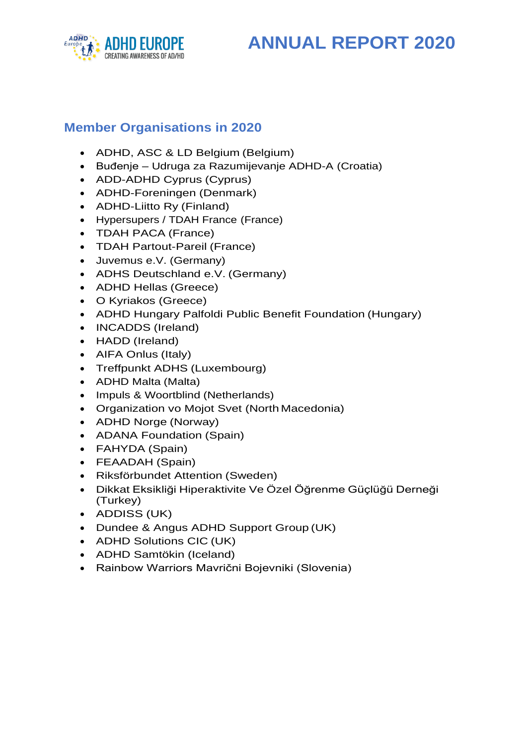## Member Organisations in 2020

- ADHD, ASC & LD Belgium (Belgium)
- Buđenje – Udruga za Razumijevanje ADHD-A (Croatia)
- ADD-ADHD Cyprus (Cyprus)
- ADHD-Foreningen (Denmark)
- ADHD-Liitto Ry (Finland)
- Hypersupers / TDAH France (France)
- TDAH PACA (France)
- TDAH Partout-Pareil (France)
- Juvemus e.V. (Germany)
- ADHS Deutschland e.V. (Germany)
- ADHD Hellas (Greece)
- O Kyriakos (Greece)
- ADHD Hungary Palfoldi Public Benefit Foundation (Hungary)
- INCADDS (Ireland)
- HADD (Ireland)
- AIFA Onlus (Italy)
- Treffpunkt ADHS (Luxembourg)
- ADHD Malta (Malta)
- Impuls & Woortblind (Netherlands)
- Organization vo Mojot Svet (North Macedonia)
- ADHD Norge (Norway)
- ADANA Foundation (Spain)
- FAHYDA (Spain)
- FEAADAH (Spain)
- Riksförbundet Attention (Sweden)
- Dikkat Eksikliği Hiperaktivite Ve Özel Öğrenme Güçlüğü Derneği (Turkey)
- ADDISS (UK)
- Dundee & Angus ADHD Support Group (UK)
- ADHD Solutions CIC (UK)
- ADHD Samtökin (Iceland)
- Rainbow Warriors Mavrični Bojevniki (Slovenia)